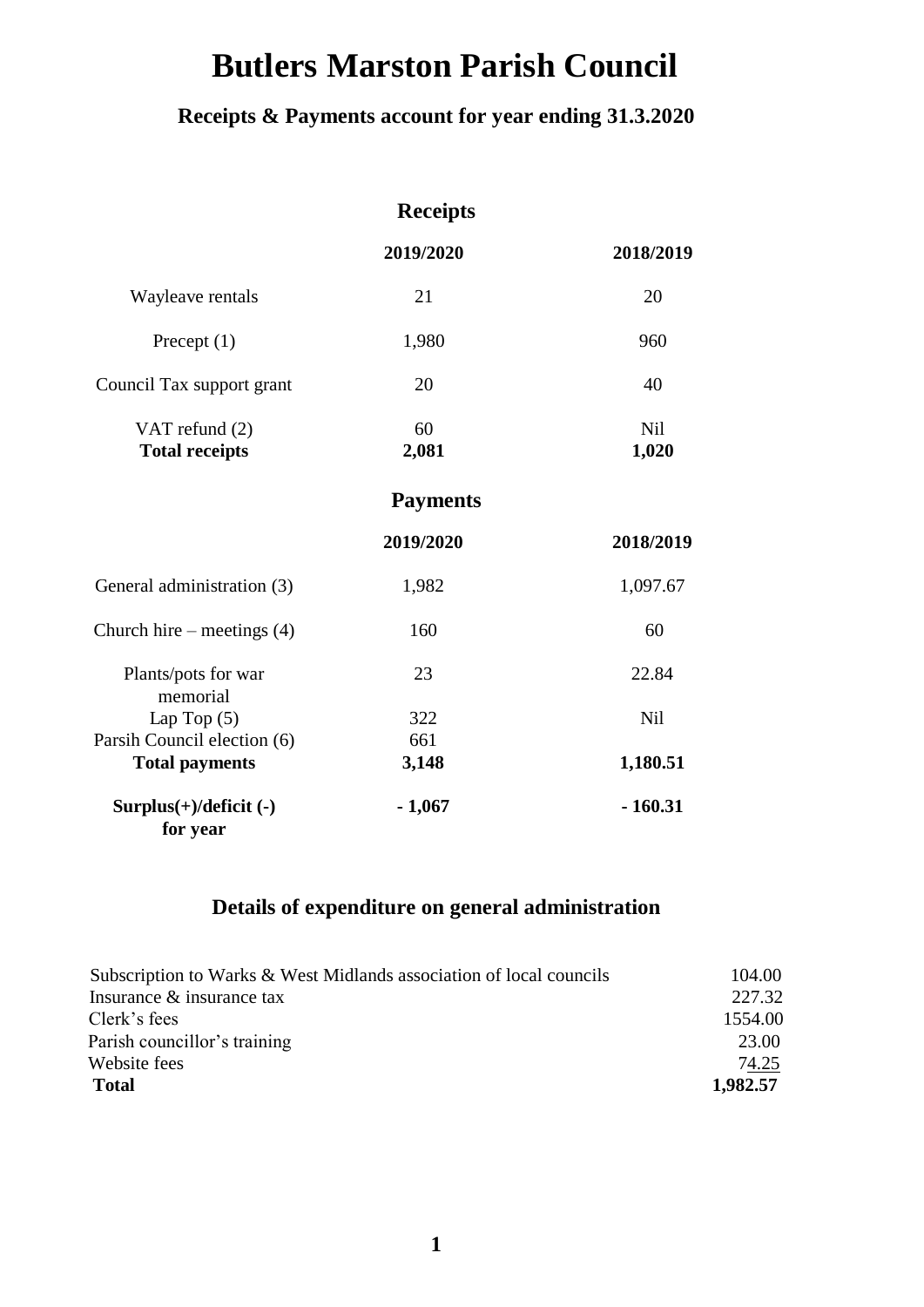# Butlers Marston Parish Council

## Receipts & Payments account for year ending 31.3.2020

### Receipts

| | 2019/2020 | 2018/2019 |
|---|---|---|
| Wayleave rentals | 21 | 20 |
| Precept (1) | 1,980 | 960 |
| Council Tax support grant | 20 | 40 |
| VAT refund (2) | 60 | Nil |
| **Total receipts** | **2,081** | **1,020** |

### Payments

| | 2019/2020 | 2018/2019 |
|---|---|---|
| General administration (3) | 1,982 | 1,097.67 |
| Church hire – meetings (4) | 160 | 60 |
| Plants/pots for war memorial | 23 | 22.84 |
| Lap Top (5) | 322 | Nil |
| Parsih Council election (6) | 661 | |
| **Total payments** | **3,148** | **1,180.51** |
| **Surplus(+)/deficit (-) for year** | **- 1,067** | **- 160.31** |

### Details of expenditure on general administration

| | |
|---|---|
| Subscription to Warks & West Midlands association of local councils | 104.00 |
| Insurance & insurance tax | 227.32 |
| Clerk's fees | 1554.00 |
| Parish councillor's training | 23.00 |
| Website fees | 74.25 |
| **Total** | **1,982.57** |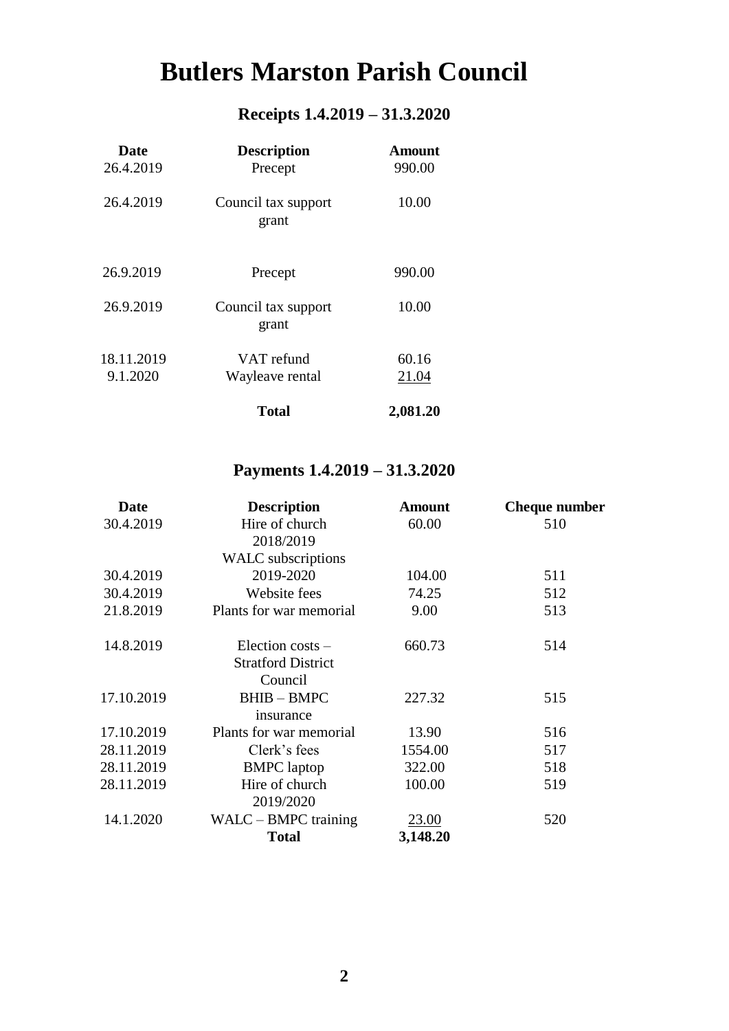# Butlers Marston Parish Council

## Receipts 1.4.2019 – 31.3.2020

| Date | Description | Amount |
|---|---|---|
| 26.4.2019 | Precept | 990.00 |
| 26.4.2019 | Council tax support grant | 10.00 |
| 26.9.2019 | Precept | 990.00 |
| 26.9.2019 | Council tax support grant | 10.00 |
| 18.11.2019 | VAT refund | 60.16 |
| 9.1.2020 | Wayleave rental | 21.04 |
| | **Total** | **2,081.20** |

## Payments 1.4.2019 – 31.3.2020

| Date | Description | Amount | Cheque number |
|---|---|---|---|
| 30.4.2019 | Hire of church 2018/2019 | 60.00 | 510 |
| 30.4.2019 | WALC subscriptions 2019-2020 | 104.00 | 511 |
| 30.4.2019 | Website fees | 74.25 | 512 |
| 21.8.2019 | Plants for war memorial | 9.00 | 513 |
| 14.8.2019 | Election costs – Stratford District Council | 660.73 | 514 |
| 17.10.2019 | BHIB – BMPC insurance | 227.32 | 515 |
| 17.10.2019 | Plants for war memorial | 13.90 | 516 |
| 28.11.2019 | Clerk's fees | 1554.00 | 517 |
| 28.11.2019 | BMPC laptop | 322.00 | 518 |
| 28.11.2019 | Hire of church 2019/2020 | 100.00 | 519 |
| 14.1.2020 | WALC – BMPC training | 23.00 | 520 |
| | **Total** | **3,148.20** | |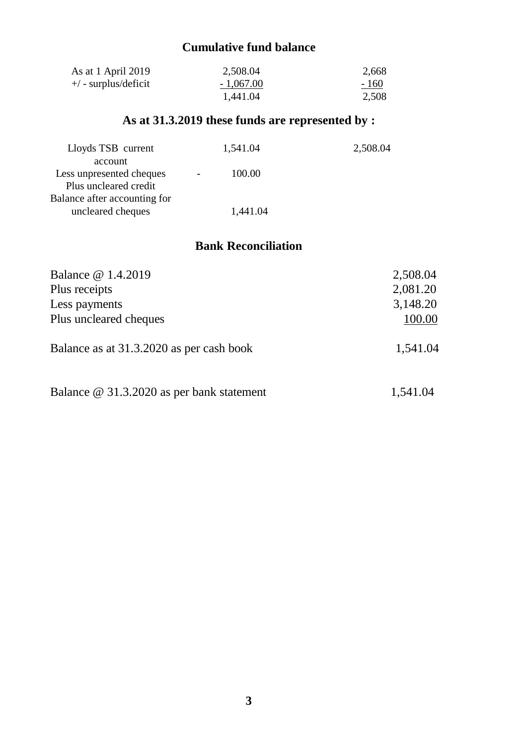## Cumulative fund balance

| | | |
|---|---|---|
| As at 1 April 2019 | 2,508.04 | 2,668 |
| +/ - surplus/deficit | - 1,067.00 | - 160 |
| | 1,441.04 | 2,508 |

## As at 31.3.2019 these funds are represented by :

| | | |
|---|---|---|
| Lloyds TSB current account | 1,541.04 | 2,508.04 |
| Less unpresented cheques | - 100.00 | |
| Plus uncleared credit | | |
| Balance after accounting for uncleared cheques | 1,441.04 | |

## Bank Reconciliation

| | |
|---|---|
| Balance @ 1.4.2019 | 2,508.04 |
| Plus receipts | 2,081.20 |
| Less payments | 3,148.20 |
| Plus uncleared cheques | 100.00 |
| Balance as at 31.3.2020 as per cash book | 1,541.04 |
| Balance @ 31.3.2020 as per bank statement | 1,541.04 |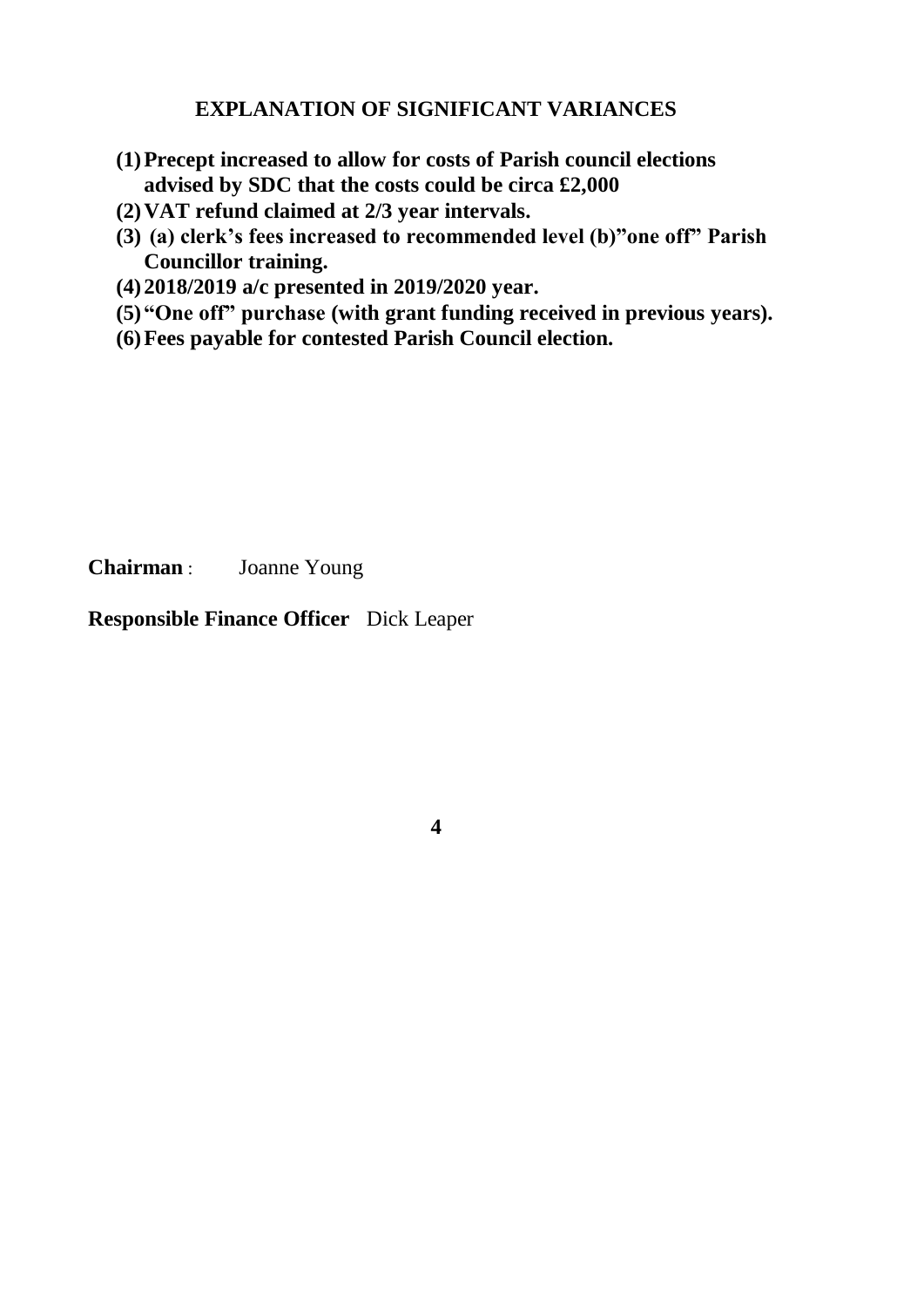## EXPLANATION OF SIGNIFICANT VARIANCES

**(1) Precept increased to allow for costs of Parish council elections advised by SDC that the costs could be circa £2,000**

**(2) VAT refund claimed at 2/3 year intervals.**

**(3) (a) clerk's fees increased to recommended level (b)"one off" Parish Councillor training.**

**(4) 2018/2019 a/c presented in 2019/2020 year.**

**(5) "One off" purchase (with grant funding received in previous years).**

**(6) Fees payable for contested Parish Council election.**

**Chairman** : Joanne Young

**Responsible Finance Officer** Dick Leaper